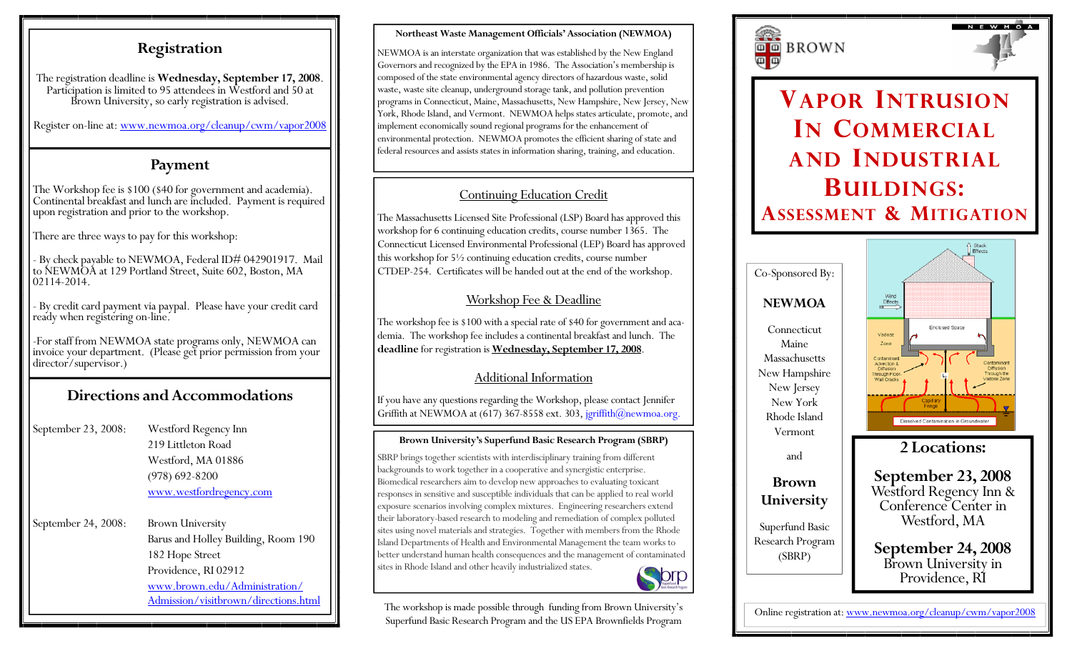## Registration

The registration deadline is **Wednesday, September 17, 2008**. Participation is limited to 95 attendees in Westford and 50 at Brown University, so early registration is advised.

Register on-line at: www.newmoa.org/cleanup/cwm/vapor2008

## Payment

The Workshop fee is $100 ($40 for government and academia). Continental breakfast and lunch are included. Payment is required upon registration and prior to the workshop.

There are three ways to pay for this workshop:

- By check payable to NEWMOA, Federal ID# 042901917. Mail to NEWMOA at 129 Portland Street, Suite 602, Boston, MA 02114-2014.

- By credit card payment via paypal. Please have your credit card ready when registering on-line.

-For staff from NEWMOA state programs only, NEWMOA can invoice your department. (Please get prior permission from your director/supervisor.)

## Directions and Accommodations

September 23, 2008: Westford Regency Inn
219 Littleton Road
Westford, MA 01886
(978) 692-8200
www.westfordregency.com

September 24, 2008: Brown University
Barus and Holley Building, Room 190
182 Hope Street
Providence, RI 02912
www.brown.edu/Administration/Admission/visitbrown/directions.html

**Northeast Waste Management Officials' Association (NEWMOA)**

NEWMOA is an interstate organization that was established by the New England Governors and recognized by the EPA in 1986. The Association's membership is composed of the state environmental agency directors of hazardous waste, solid waste, waste site cleanup, underground storage tank, and pollution prevention programs in Connecticut, Maine, Massachusetts, New Hampshire, New Jersey, New York, Rhode Island, and Vermont. NEWMOA helps states articulate, promote, and implement economically sound regional programs for the enhancement of environmental protection. NEWMOA promotes the efficient sharing of state and federal resources and assists states in information sharing, training, and education.

### Continuing Education Credit

The Massachusetts Licensed Site Professional (LSP) Board has approved this workshop for 6 continuing education credits, course number 1365. The Connecticut Licensed Environmental Professional (LEP) Board has approved this workshop for 5½ continuing education credits, course number CTDEP-254. Certificates will be handed out at the end of the workshop.

### Workshop Fee & Deadline

The workshop fee is $100 with a special rate of $40 for government and academia. The workshop fee includes a continental breakfast and lunch. The **deadline** for registration is **Wednesday, September 17, 2008**.

### Additional Information

If you have any questions regarding the Workshop, please contact Jennifer Griffith at NEWMOA at (617) 367-8558 ext. 303, jgriffith@newmoa.org.

**Brown University's Superfund Basic Research Program (SBRP)**

SBRP brings together scientists with interdisciplinary training from different backgrounds to work together in a cooperative and synergistic enterprise. Biomedical researchers aim to develop new approaches to evaluating toxicant responses in sensitive and susceptible individuals that can be applied to real world exposure scenarios involving complex mixtures. Engineering researchers extend their laboratory-based research to modeling and remediation of complex polluted sites using novel materials and strategies. Together with members from the Rhode Island Departments of Health and Environmental Management the team works to better understand human health consequences and the management of contaminated sites in Rhode Island and other heavily industrialized states.

The workshop is made possible through funding from Brown University's Superfund Basic Research Program and the US EPA Brownfields Program

BROWN

NEWMOA

# Vapor Intrusion in Commercial and Industrial Buildings: Assessment & Mitigation

Co-Sponsored By:

**NEWMOA**

Connecticut
Maine
Massachusetts
New Hampshire
New Jersey
New York
Rhode Island
Vermont

and

**Brown University**

Superfund Basic Research Program (SBRP)

## 2 Locations:

**September 23, 2008**
Westford Regency Inn & Conference Center in Westford, MA

**September 24, 2008**
Brown University in Providence, RI

Online registration at: www.newmoa.org/cleanup/cwm/vapor2008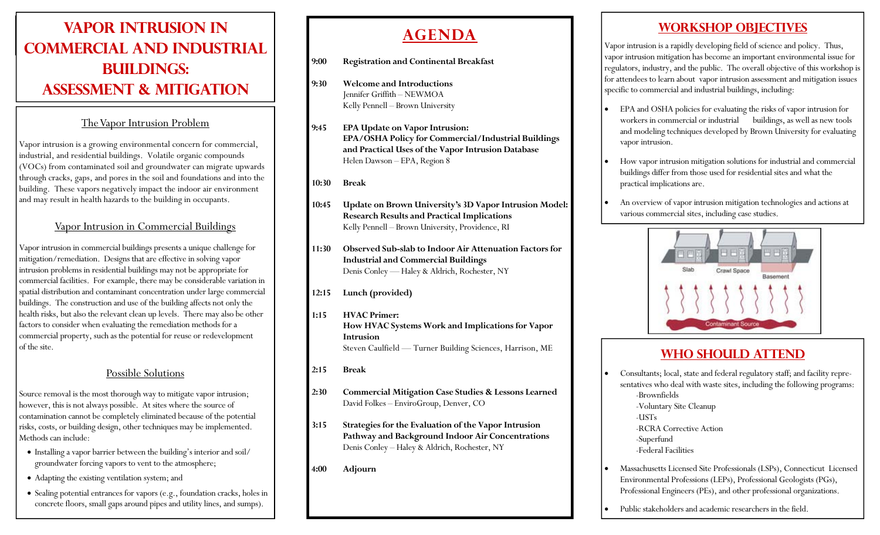# VAPOR INTRUSION IN COMMERCIAL AND INDUSTRIAL BUILDINGS: ASSESSMENT & MITIGATION

## The Vapor Intrusion Problem

Vapor intrusion is a growing environmental concern for commercial, industrial, and residential buildings. Volatile organic compounds (VOCs) from contaminated soil and groundwater can migrate upwards through cracks, gaps, and pores in the soil and foundations and into the building. These vapors negatively impact the indoor air environment and may result in health hazards to the building in occupants.

## Vapor Intrusion in Commercial Buildings

Vapor intrusion in commercial buildings presents a unique challenge for mitigation/remediation. Designs that are effective in solving vapor intrusion problems in residential buildings may not be appropriate for commercial facilities. For example, there may be considerable variation in spatial distribution and contaminant concentration under large commercial buildings. The construction and use of the building affects not only the health risks, but also the relevant clean up levels. There may also be other factors to consider when evaluating the remediation methods for a commercial property, such as the potential for reuse or redevelopment of the site.

## Possible Solutions

Source removal is the most thorough way to mitigate vapor intrusion; however, this is not always possible. At sites where the source of contamination cannot be completely eliminated because of the potential risks, costs, or building design, other techniques may be implemented. Methods can include:

- Installing a vapor barrier between the building's interior and soil/groundwater forcing vapors to vent to the atmosphere;
- Adapting the existing ventilation system; and
- Sealing potential entrances for vapors (e.g., foundation cracks, holes in concrete floors, small gaps around pipes and utility lines, and sumps).

## AGENDA

**9:00** **Registration and Continental Breakfast**

**9:30** **Welcome and Introductions**
Jennifer Griffith – NEWMOA
Kelly Pennell – Brown University

**9:45** **EPA Update on Vapor Intrusion: EPA/OSHA Policy for Commercial/Industrial Buildings and Practical Uses of the Vapor Intrusion Database**
Helen Dawson – EPA, Region 8

**10:30** **Break**

**10:45** **Update on Brown University's 3D Vapor Intrusion Model: Research Results and Practical Implications**
Kelly Pennell – Brown University, Providence, RI

**11:30** **Observed Sub-slab to Indoor Air Attenuation Factors for Industrial and Commercial Buildings**
Denis Conley — Haley & Aldrich, Rochester, NY

**12:15** **Lunch (provided)**

**1:15** **HVAC Primer: How HVAC Systems Work and Implications for Vapor Intrusion**
Steven Caulfield — Turner Building Sciences, Harrison, ME

**2:15** **Break**

**2:30** **Commercial Mitigation Case Studies & Lessons Learned**
David Folkes – EnviroGroup, Denver, CO

**3:15** **Strategies for the Evaluation of the Vapor Intrusion Pathway and Background Indoor Air Concentrations**
Denis Conley – Haley & Aldrich, Rochester, NY

**4:00** **Adjourn**

## WORKSHOP OBJECTIVES

Vapor intrusion is a rapidly developing field of science and policy. Thus, vapor intrusion mitigation has become an important environmental issue for regulators, industry, and the public. The overall objective of this workshop is for attendees to learn about vapor intrusion assessment and mitigation issues specific to commercial and industrial buildings, including:

- EPA and OSHA policies for evaluating the risks of vapor intrusion for workers in commercial or industrial buildings, as well as new tools and modeling techniques developed by Brown University for evaluating vapor intrusion.
- How vapor intrusion mitigation solutions for industrial and commercial buildings differ from those used for residential sites and what the practical implications are.
- An overview of vapor intrusion mitigation technologies and actions at various commercial sites, including case studies.

Slab
Crawl Space
Basement
Contaminant Source

## WHO SHOULD ATTEND

- Consultants; local, state and federal regulatory staff; and facility representatives who deal with waste sites, including the following programs:
  - -Brownfields
  - -Voluntary Site Cleanup
  - -USTs
  - -RCRA Corrective Action
  - -Superfund
  - -Federal Facilities
- Massachusetts Licensed Site Professionals (LSPs), Connecticut Licensed Environmental Professions (LEPs), Professional Geologists (PGs), Professional Engineers (PEs), and other professional organizations.
- Public stakeholders and academic researchers in the field.